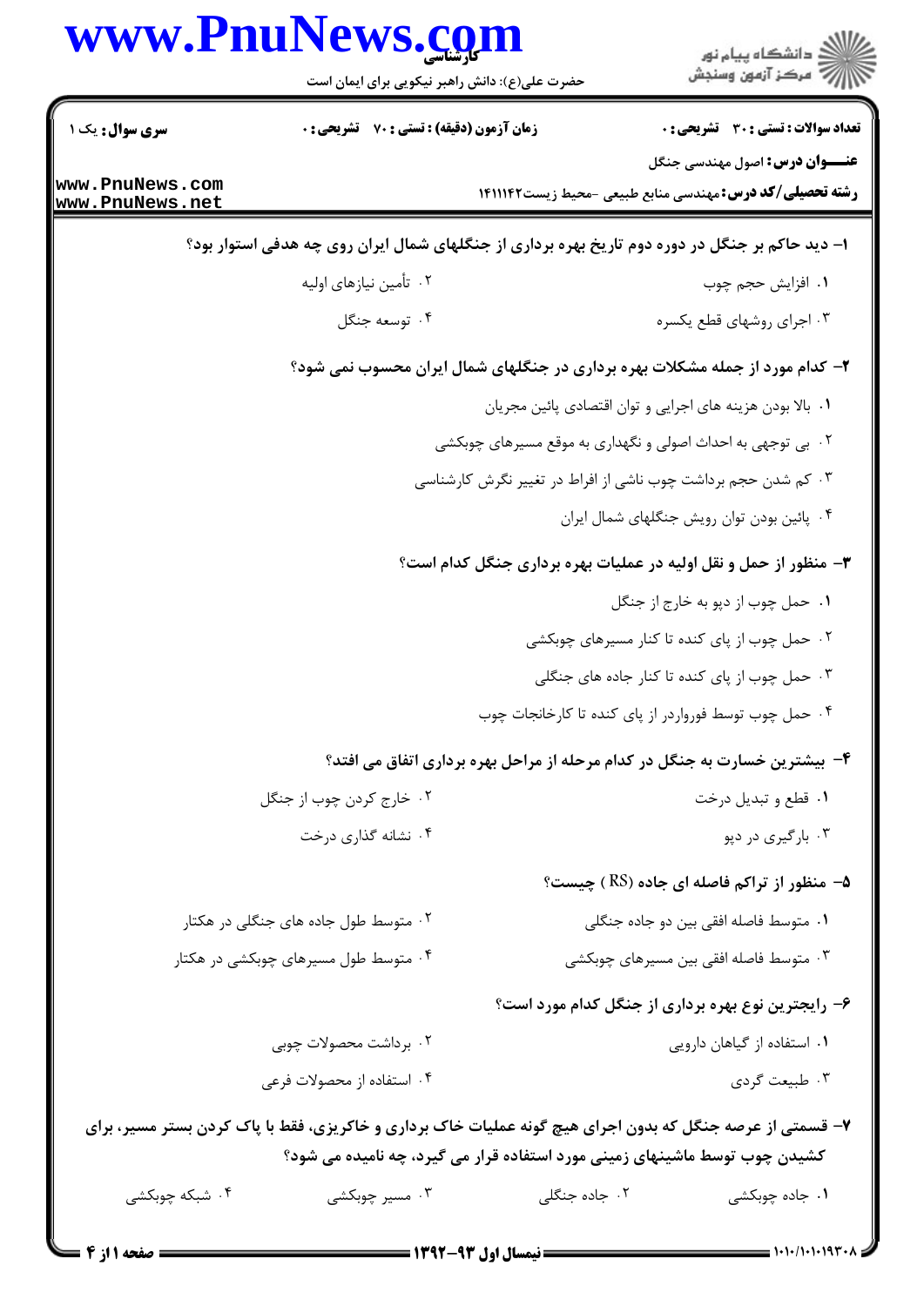**سری سوال:** یک ۱

**زمان آزمون (دقیقه) : تستی : ۷۰ تشریحی : ۰**

**تعداد سوالات : تستی : ۳۰ تشریحی : ۰**

**عنـــوان درس:** اصول مهندسی جنگل

**رشته تحصیلی/کد درس:** مهندسی منابع طبیعی -محیط زیست۱۴۱۱۱۴۲

**۱- دید حاکم بر جنگل در دوره دوم تاریخ بهره برداری از جنگلهای شمال ایران روی چه هدفی استوار بود؟**

۱. افزایش حجم چوب

۲. تأمین نیازهای اولیه

۳. اجرای روشهای قطع یکسره

۴. توسعه جنگل

**۲- کدام مورد از جمله مشکلات بهره برداری در جنگلهای شمال ایران محسوب نمی شود؟**

۱. بالا بودن هزینه های اجرایی و توان اقتصادی پائین مجریان

۲. بی توجهی به احداث اصولی و نگهداری به موقع مسیرهای چوبکشی

۳. کم شدن حجم برداشت چوب ناشی از افراط در تغییر نگرش کارشناسی

۴. پائین بودن توان رویش جنگلهای شمال ایران

**۳- منظور از حمل و نقل اولیه در عملیات بهره برداری جنگل کدام است؟**

۱. حمل چوب از دپو به خارج از جنگل

۲. حمل چوب از پای کنده تا کنار مسیرهای چوبکشی

۳. حمل چوب از پای کنده تا کنار جاده های جنگلی

۴. حمل چوب توسط فورواردر از پای کنده تا کارخانجات چوب

**۴- بیشترین خسارت به جنگل در کدام مرحله از مراحل بهره برداری اتفاق می افتد؟**

۱. قطع و تبدیل درخت

۲. خارج کردن چوب از جنگل

۳. بارگیری در دپو

۴. نشانه گذاری درخت

**۵- منظور از تراکم فاصله ای جاده (RS) چیست؟**

۱. متوسط فاصله افقی بین دو جاده جنگلی

۲. متوسط طول جاده های جنگلی در هکتار

۳. متوسط فاصله افقی بین مسیرهای چوبکشی

۴. متوسط طول مسیرهای چوبکشی در هکتار

**۶- رایجترین نوع بهره برداری از جنگل کدام مورد است؟**

۱. استفاده از گیاهان دارویی

۲. برداشت محصولات چوبی

۳. طبیعت گردی

۴. استفاده از محصولات فرعی

**۷- قسمتی از عرصه جنگل که بدون اجرای هیچ گونه عملیات خاک برداری و خاکریزی، فقط با پاک کردن بستر مسیر، برای کشیدن چوب توسط ماشینهای زمینی مورد استفاده قرار می گیرد، چه نامیده می شود؟**

۱. جاده چوبکشی

۲. جاده جنگلی

۳. مسیر چوبکشی

۴. شبکه چوبکشی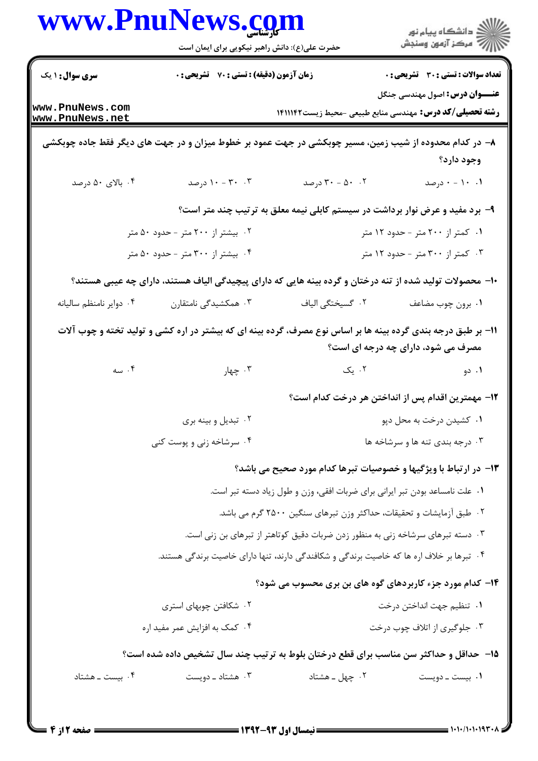**سری سوال:** ۱ یک | **زمان آزمون (دقیقه) : تستی :** ۷۰ **تشریحی :** ۰ | **تعداد سوالات : تستی :** ۳۰ **تشریحی :** ۰

**عنـــوان درس:** اصول مهندسی جنگل

**رشته تحصیلی/کد درس:** مهندسی منابع طبیعی -محیط زیست۱۴۱۱۱۴۲

۸- در کدام محدوده از شیب زمین، مسیر چوبکشی در جهت عمود بر خطوط میزان و در جهت های دیگر فقط جاده چوبکشی وجود دارد؟

۱. ۱۰ - ۰ درصد
۲. ۵۰ - ۳۰ درصد
۳. ۳۰ - ۱۰ درصد
۴. بالای ۵۰ درصد

۹- برد مفید و عرض نوار برداشت در سیستم کابلی نیمه معلق به ترتیب چند متر است؟

۱. کمتر از ۲۰۰ متر - حدود ۱۲ متر
۲. بیشتر از ۲۰۰ متر - حدود ۵۰ متر
۳. کمتر از ۳۰۰ متر - حدود ۱۲ متر
۴. بیشتر از ۳۰۰ متر - حدود ۵۰ متر

۱۰- محصولات تولید شده از تنه درختان و گرده بینه هایی که دارای پیچیدگی الیاف هستند، دارای چه عیبی هستند؟

۱. برون چوب مضاعف
۲. گسیختگی الیاف
۳. همکشیدگی نامتقارن
۴. دوایر نامنظم سالیانه

۱۱- بر طبق درجه بندی گرده بینه ها بر اساس نوع مصرف، گرده بینه ای که بیشتر در اره کشی و تولید تخته و چوب آلات مصرف می شود، دارای چه درجه ای است؟

۱. دو
۲. یک
۳. چهار
۴. سه

۱۲- مهمترین اقدام پس از انداختن هر درخت کدام است؟

۱. کشیدن درخت به محل دپو
۲. تبدیل و بینه بری
۳. درجه بندی تنه ها و سرشاخه ها
۴. سرشاخه زنی و پوست کنی

۱۳- در ارتباط با ویژگیها و خصوصیات تبرها کدام مورد صحیح می باشد؟

۱. علت نامساعد بودن تبر ایرانی برای ضربات افقی، وزن و طول زیاد دسته تبر است.
۲. طبق آزمایشات و تحقیقات، حداکثر وزن تبرهای سنگین ۲۵۰۰ گرم می باشد.
۳. دسته تبرهای سرشاخه زنی به منظور زدن ضربات دقیق کوتاهتر از تبرهای بن زنی است.
۴. تبرها بر خلاف اره ها که خاصیت برندگی و شکافندگی دارند، تنها دارای خاصیت برندگی هستند.

۱۴- کدام مورد جزء کاربردهای گوه های بن بری محسوب می شود؟

۱. تنظیم جهت انداختن درخت
۲. شکافتن چوبهای استری
۳. جلوگیری از اتلاف چوب درخت
۴. کمک به افزایش عمر مفید اره

۱۵- حداقل و حداکثر سن مناسب برای قطع درختان بلوط به ترتیب چند سال تشخیص داده شده است؟

۱. بیست ـ دویست
۲. چهل ـ هشتاد
۳. هشتاد ـ دویست
۴. بیست ـ هشتاد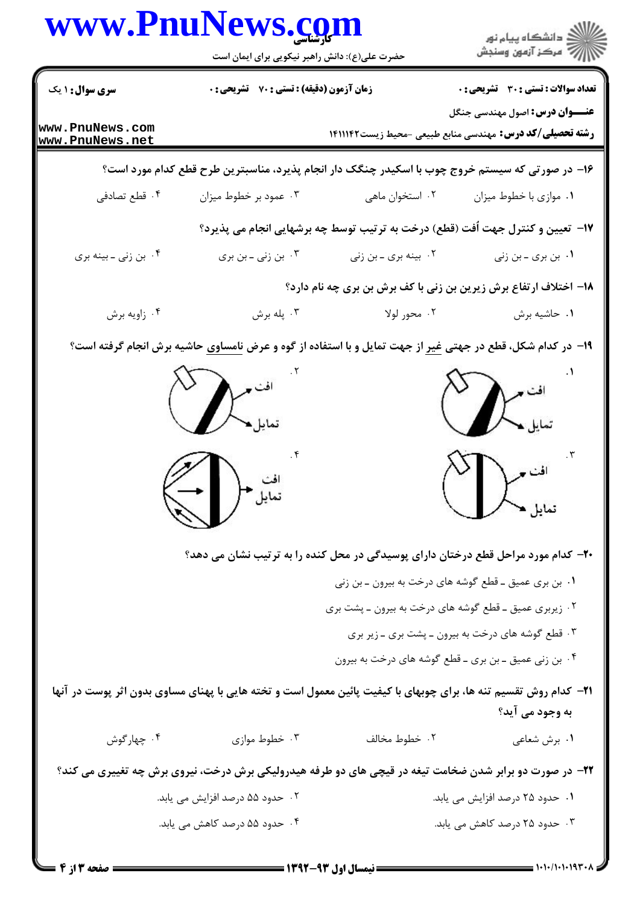کارشناسی

حضرت علی(ع): دانش راهبر نیکویی برای ایمان است

**سری سوال:** ۱ یک

**زمان آزمون (دقیقه) : تستی :** ۷۰ **تشریحی :** ۰

**تعداد سوالات : تستی :** ۳۰ **تشریحی :** ۰

**عنـــوان درس:** اصول مهندسی جنگل

**رشته تحصیلی/کد درس:** مهندسی منابع طبیعی -محیط زیست۱۴۱۱۱۴۲

**۱۶- در صورتی که سیستم خروج چوب با اسکیدر چنگک دار انجام پذیرد، مناسبترین طرح قطع کدام مورد است؟**

۱. موازی با خطوط میزان
۲. استخوان ماهی
۳. عمود بر خطوط میزان
۴. قطع تصادفی

**۱۷- تعیین و کنترل جهت اُفت (قطع) درخت به ترتیب توسط چه برشهایی انجام می پذیرد؟**

۱. بن بری ـ بن زنی
۲. بینه بری ـ بن زنی
۳. بن زنی ـ بن بری
۴. بن زنی ـ بینه بری

**۱۸- اختلاف ارتفاع برش زیرین بن زنی با کف برش بن بری چه نام دارد؟**

۱. حاشیه برش
۲. محور لولا
۳. پله برش
۴. زاویه برش

**۱۹- در کدام شکل، قطع در جهتی غیر از جهت تمایل و با استفاده از گوه و عرض نامساوی حاشیه برش انجام گرفته است؟**

۱. افت / تمایل
۲. افت / تمایل
۳. افت / تمایل
۴. افت / تمایل

**۲۰- کدام مورد مراحل قطع درختان دارای پوسیدگی در محل کنده را به ترتیب نشان می دهد؟**

۱. بن بری عمیق ـ قطع گوشه های درخت به بیرون ـ بن زنی
۲. زیربری عمیق ـ قطع گوشه های درخت به بیرون ـ پشت بری
۳. قطع گوشه های درخت به بیرون ـ پشت بری ـ زیر بری
۴. بن زنی عمیق ـ بن بری ـ قطع گوشه های درخت به بیرون

**۲۱- کدام روش تقسیم تنه ها، برای چوبهای با کیفیت پائین معمول است و تخته هایی با پهنای مساوی بدون اثر پوست در آنها به وجود می آید؟**

۱. برش شعاعی
۲. خطوط مخالف
۳. خطوط موازی
۴. چهارگوش

**۲۲- در صورت دو برابر شدن ضخامت تیغه در قیچی های دو طرفه هیدرولیکی برش درخت، نیروی برش چه تغییری می کند؟**

۱. حدود ۲۵ درصد افزایش می یابد.
۲. حدود ۵۵ درصد افزایش می یابد.
۳. حدود ۲۵ درصد کاهش می یابد.
۴. حدود ۵۵ درصد کاهش می یابد.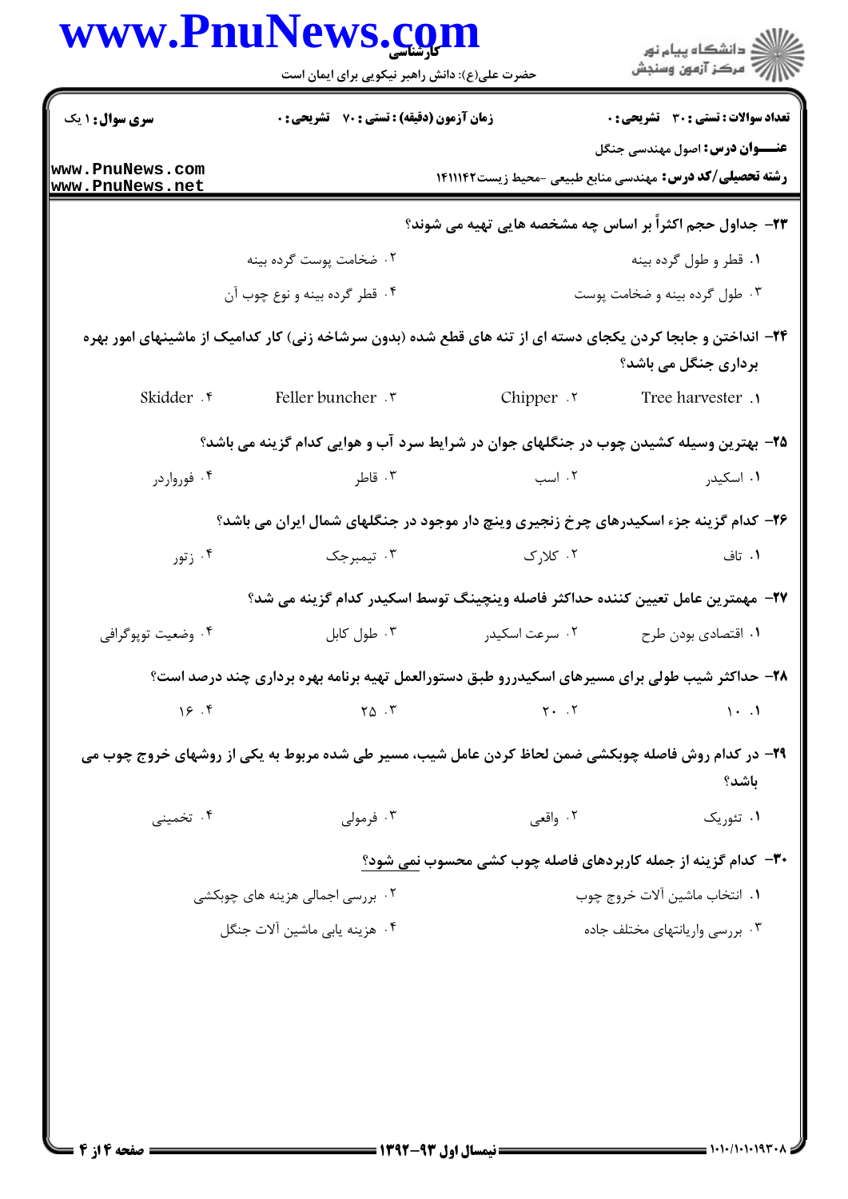**۲۳-** جداول حجم اکثراً بر اساس چه مشخصه هایی تهیه می شوند؟

۱. قطر و طول گرده بینه

۲. ضخامت پوست گرده بینه

۳. طول گرده بینه و ضخامت پوست

۴. قطر گرده بینه و نوع چوب آن

**۲۴-** انداختن و جابجا کردن یکجای دسته ای از تنه های قطع شده (بدون سرشاخه زنی) کار کدامیک از ماشینهای امور بهره برداری جنگل می باشد؟

۱. Tree harvester

۲. Chipper

۳. Feller buncher

۴. Skidder

**۲۵-** بهترین وسیله کشیدن چوب در جنگلهای جوان در شرایط سرد آب و هوایی کدام گزینه می باشد؟

۱. اسکیدر

۲. اسب

۳. قاطر

۴. فورواردر

**۲۶-** کدام گزینه جزء اسکیدرهای چرخ زنجیری وینچ دار موجود در جنگلهای شمال ایران می باشد؟

۱. تاف

۲. کلارک

۳. تیمبرجک

۴. زتور

**۲۷-** مهمترین عامل تعیین کننده حداکثر فاصله وینچینگ توسط اسکیدر کدام گزینه می شد؟

۱. اقتصادی بودن طرح

۲. سرعت اسکیدر

۳. طول کابل

۴. وضعیت توپوگرافی

**۲۸-** حداکثر شیب طولی برای مسیرهای اسکیدررو طبق دستورالعمل تهیه برنامه بهره برداری چند درصد است؟

۱. ۱۰

۲. ۲۰

۳. ۲۵

۴. ۱۶

**۲۹-** در کدام روش فاصله چوبکشی ضمن لحاظ کردن عامل شیب، مسیر طی شده مربوط به یکی از روشهای خروج چوب می باشد؟

۱. تئوریک

۲. واقعی

۳. فرمولی

۴. تخمینی

**۳۰-** کدام گزینه از جمله کاربردهای فاصله چوب کشی محسوب نمی شود؟

۱. انتخاب ماشین آلات خروج چوب

۲. بررسی اجمالی هزینه های چوبکشی

۳. بررسی واریانتهای مختلف جاده

۴. هزینه یابی ماشین آلات جنگل